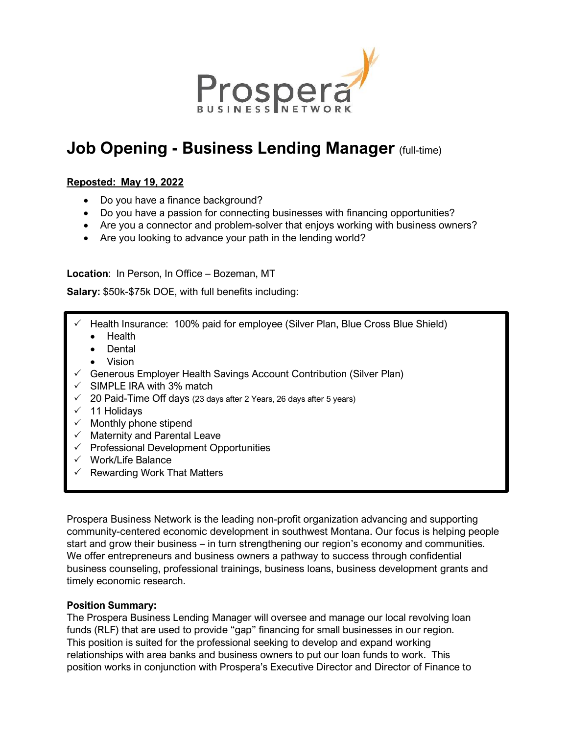Prospera BUSINESS NETWORK

# Job Opening - Business Lending Manager (full-time)

**Reposted: May 19, 2022**

- Do you have a finance background?
- Do you have a passion for connecting businesses with financing opportunities?
- Are you a connector and problem-solver that enjoys working with business owners?
- Are you looking to advance your path in the lending world?

**Location**: In Person, In Office – Bozeman, MT

**Salary:** $50k-$75k DOE, with full benefits including:

- ✓ Health Insurance: 100% paid for employee (Silver Plan, Blue Cross Blue Shield)
  - Health
  - Dental
  - Vision
- ✓ Generous Employer Health Savings Account Contribution (Silver Plan)
- ✓ SIMPLE IRA with 3% match
- ✓ 20 Paid-Time Off days (23 days after 2 Years, 26 days after 5 years)
- ✓ 11 Holidays
- ✓ Monthly phone stipend
- ✓ Maternity and Parental Leave
- ✓ Professional Development Opportunities
- ✓ Work/Life Balance
- ✓ Rewarding Work That Matters

Prospera Business Network is the leading non-profit organization advancing and supporting community-centered economic development in southwest Montana. Our focus is helping people start and grow their business – in turn strengthening our region's economy and communities. We offer entrepreneurs and business owners a pathway to success through confidential business counseling, professional trainings, business loans, business development grants and timely economic research.

**Position Summary:**
The Prospera Business Lending Manager will oversee and manage our local revolving loan funds (RLF) that are used to provide "gap" financing for small businesses in our region. This position is suited for the professional seeking to develop and expand working relationships with area banks and business owners to put our loan funds to work. This position works in conjunction with Prospera's Executive Director and Director of Finance to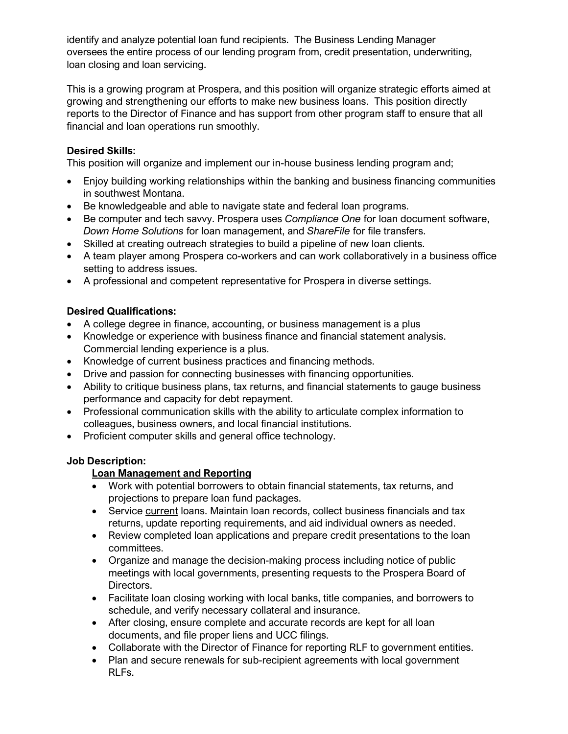identify and analyze potential loan fund recipients. The Business Lending Manager oversees the entire process of our lending program from, credit presentation, underwriting, loan closing and loan servicing.

This is a growing program at Prospera, and this position will organize strategic efforts aimed at growing and strengthening our efforts to make new business loans. This position directly reports to the Director of Finance and has support from other program staff to ensure that all financial and loan operations run smoothly.

**Desired Skills:**

This position will organize and implement our in-house business lending program and;

- Enjoy building working relationships within the banking and business financing communities in southwest Montana.
- Be knowledgeable and able to navigate state and federal loan programs.
- Be computer and tech savvy. Prospera uses *Compliance One* for loan document software, *Down Home Solutions* for loan management, and *ShareFile* for file transfers.
- Skilled at creating outreach strategies to build a pipeline of new loan clients.
- A team player among Prospera co-workers and can work collaboratively in a business office setting to address issues.
- A professional and competent representative for Prospera in diverse settings.

**Desired Qualifications:**

- A college degree in finance, accounting, or business management is a plus
- Knowledge or experience with business finance and financial statement analysis. Commercial lending experience is a plus.
- Knowledge of current business practices and financing methods.
- Drive and passion for connecting businesses with financing opportunities.
- Ability to critique business plans, tax returns, and financial statements to gauge business performance and capacity for debt repayment.
- Professional communication skills with the ability to articulate complex information to colleagues, business owners, and local financial institutions.
- Proficient computer skills and general office technology.

**Job Description:**

**Loan Management and Reporting**

- Work with potential borrowers to obtain financial statements, tax returns, and projections to prepare loan fund packages.
- Service current loans. Maintain loan records, collect business financials and tax returns, update reporting requirements, and aid individual owners as needed.
- Review completed loan applications and prepare credit presentations to the loan committees.
- Organize and manage the decision-making process including notice of public meetings with local governments, presenting requests to the Prospera Board of Directors.
- Facilitate loan closing working with local banks, title companies, and borrowers to schedule, and verify necessary collateral and insurance.
- After closing, ensure complete and accurate records are kept for all loan documents, and file proper liens and UCC filings.
- Collaborate with the Director of Finance for reporting RLF to government entities.
- Plan and secure renewals for sub-recipient agreements with local government RLFs.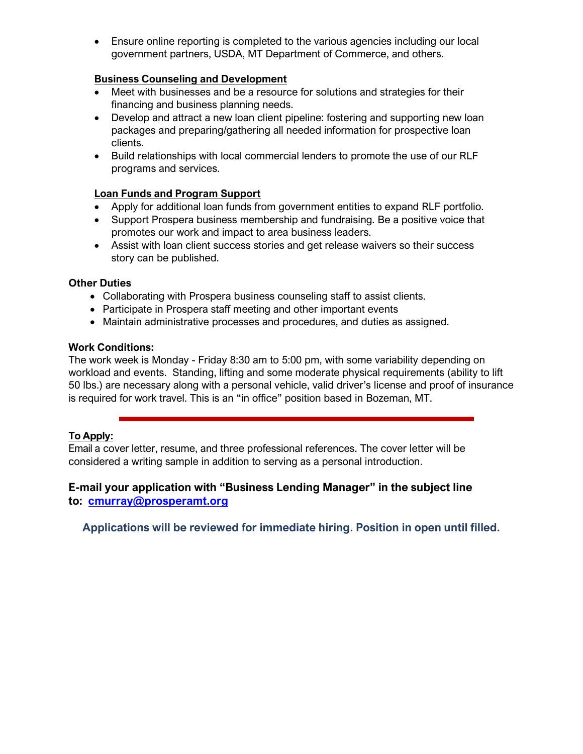- Ensure online reporting is completed to the various agencies including our local government partners, USDA, MT Department of Commerce, and others.

**Business Counseling and Development**

- Meet with businesses and be a resource for solutions and strategies for their financing and business planning needs.
- Develop and attract a new loan client pipeline: fostering and supporting new loan packages and preparing/gathering all needed information for prospective loan clients.
- Build relationships with local commercial lenders to promote the use of our RLF programs and services.

**Loan Funds and Program Support**

- Apply for additional loan funds from government entities to expand RLF portfolio.
- Support Prospera business membership and fundraising. Be a positive voice that promotes our work and impact to area business leaders.
- Assist with loan client success stories and get release waivers so their success story can be published.

**Other Duties**

- Collaborating with Prospera business counseling staff to assist clients.
- Participate in Prospera staff meeting and other important events
- Maintain administrative processes and procedures, and duties as assigned.

**Work Conditions:**

The work week is Monday - Friday 8:30 am to 5:00 pm, with some variability depending on workload and events. Standing, lifting and some moderate physical requirements (ability to lift 50 lbs.) are necessary along with a personal vehicle, valid driver's license and proof of insurance is required for work travel. This is an "in office" position based in Bozeman, MT.

---

**To Apply:**

Email a cover letter, resume, and three professional references. The cover letter will be considered a writing sample in addition to serving as a personal introduction.

**E-mail your application with "Business Lending Manager" in the subject line to: cmurray@prosperamt.org**

**Applications will be reviewed for immediate hiring. Position in open until filled.**